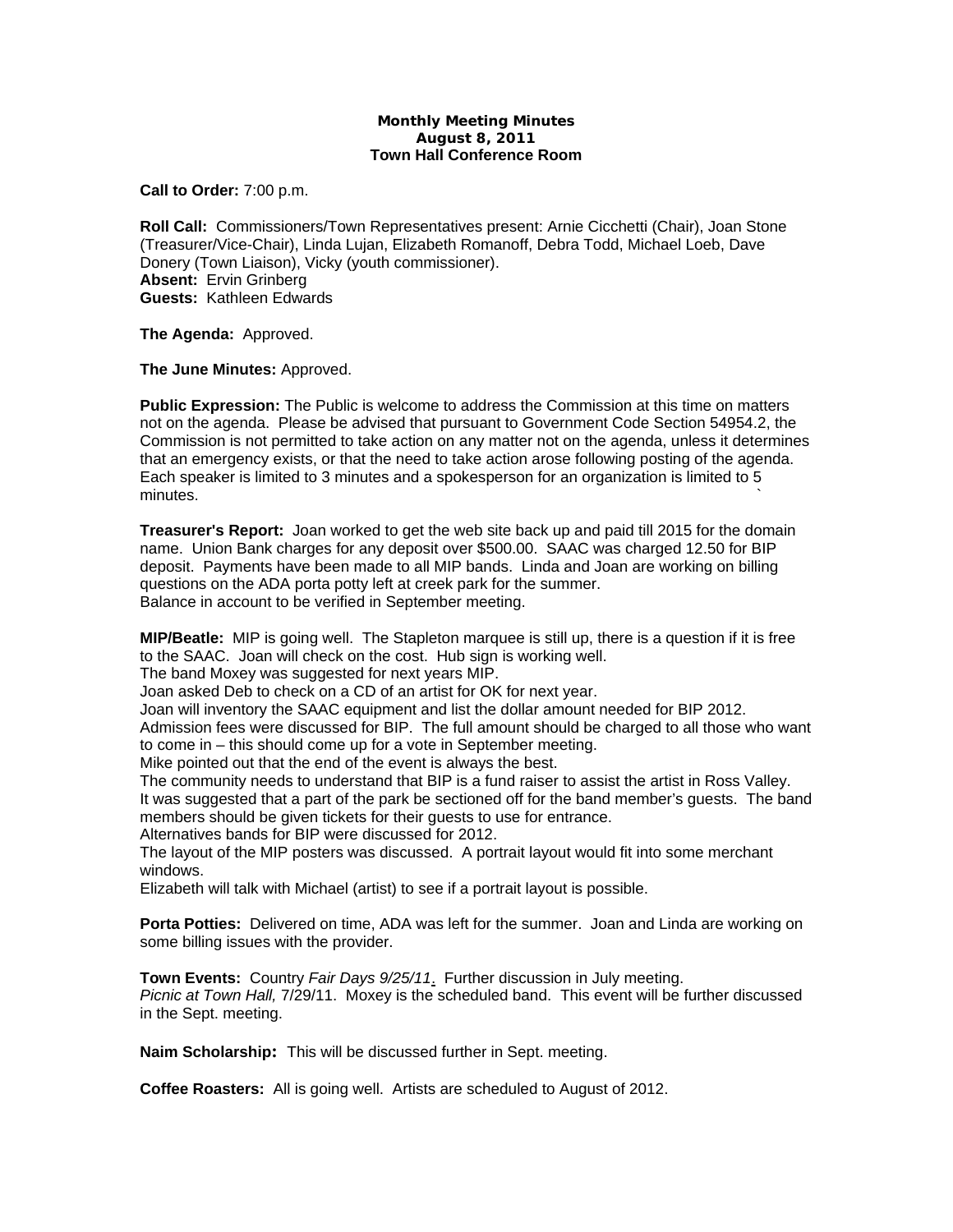**Monthly Meeting Minutes**
**August 8, 2011**
**Town Hall Conference Room**

**Call to Order:** 7:00 p.m.

**Roll Call:** Commissioners/Town Representatives present: Arnie Cicchetti (Chair), Joan Stone (Treasurer/Vice-Chair), Linda Lujan, Elizabeth Romanoff, Debra Todd, Michael Loeb, Dave Donery (Town Liaison), Vicky (youth commissioner).
**Absent:** Ervin Grinberg
**Guests:** Kathleen Edwards

**The Agenda:** Approved.

**The June Minutes:** Approved.

**Public Expression:** The Public is welcome to address the Commission at this time on matters not on the agenda. Please be advised that pursuant to Government Code Section 54954.2, the Commission is not permitted to take action on any matter not on the agenda, unless it determines that an emergency exists, or that the need to take action arose following posting of the agenda. Each speaker is limited to 3 minutes and a spokesperson for an organization is limited to 5 minutes.

**Treasurer's Report:** Joan worked to get the web site back up and paid till 2015 for the domain name. Union Bank charges for any deposit over $500.00. SAAC was charged 12.50 for BIP deposit. Payments have been made to all MIP bands. Linda and Joan are working on billing questions on the ADA porta potty left at creek park for the summer.
Balance in account to be verified in September meeting.

**MIP/Beatle:** MIP is going well. The Stapleton marquee is still up, there is a question if it is free to the SAAC. Joan will check on the cost. Hub sign is working well.
The band Moxey was suggested for next years MIP.
Joan asked Deb to check on a CD of an artist for OK for next year.
Joan will inventory the SAAC equipment and list the dollar amount needed for BIP 2012.
Admission fees were discussed for BIP. The full amount should be charged to all those who want to come in – this should come up for a vote in September meeting.
Mike pointed out that the end of the event is always the best.
The community needs to understand that BIP is a fund raiser to assist the artist in Ross Valley.
It was suggested that a part of the park be sectioned off for the band member's guests. The band members should be given tickets for their guests to use for entrance.
Alternatives bands for BIP were discussed for 2012.
The layout of the MIP posters was discussed. A portrait layout would fit into some merchant windows.
Elizabeth will talk with Michael (artist) to see if a portrait layout is possible.

**Porta Potties:** Delivered on time, ADA was left for the summer. Joan and Linda are working on some billing issues with the provider.

**Town Events:** Country *Fair Days 9/25/11*. Further discussion in July meeting.
*Picnic at Town Hall,* 7/29/11. Moxey is the scheduled band. This event will be further discussed in the Sept. meeting.

**Naim Scholarship:** This will be discussed further in Sept. meeting.

**Coffee Roasters:** All is going well. Artists are scheduled to August of 2012.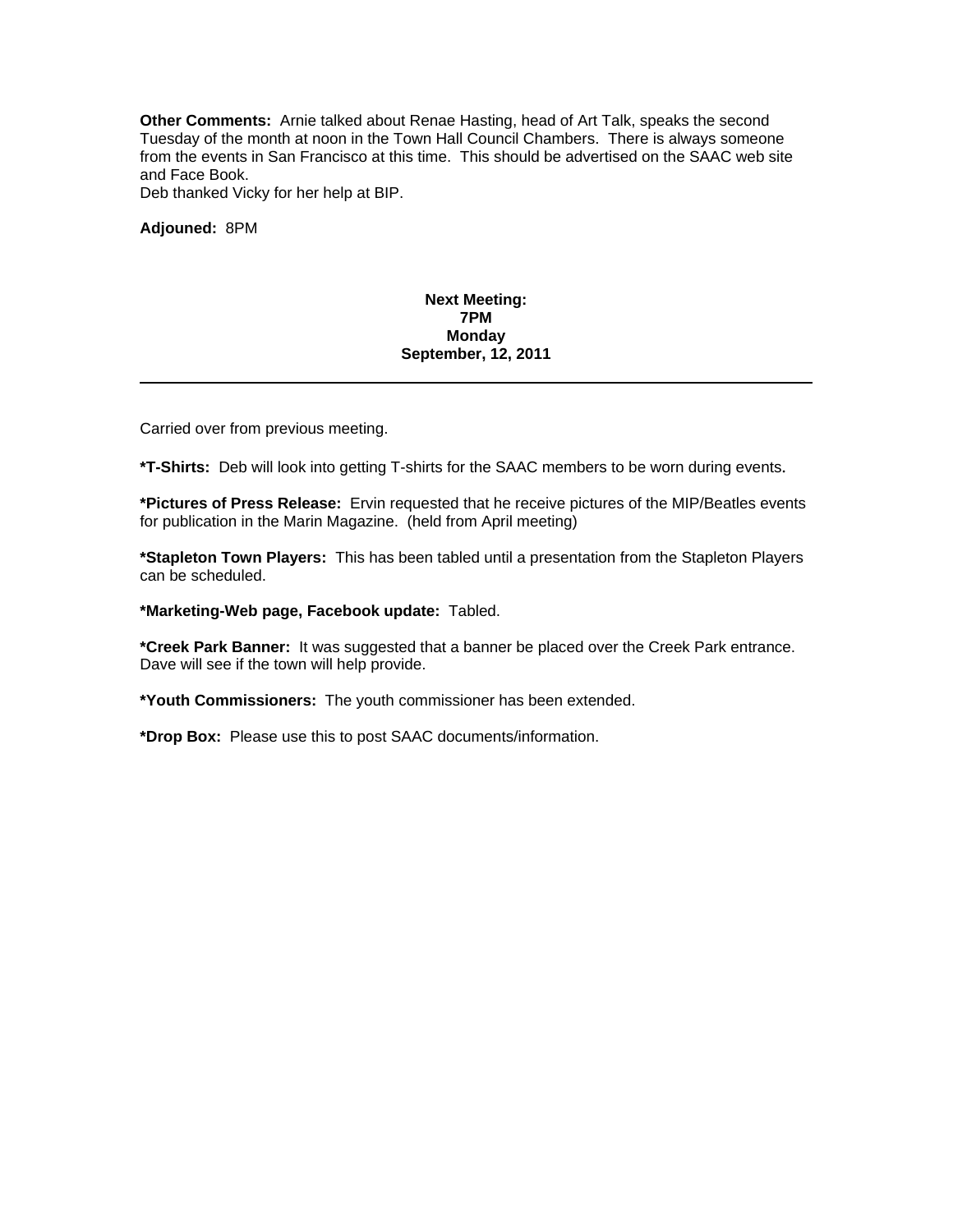**Other Comments:** Arnie talked about Renae Hasting, head of Art Talk, speaks the second Tuesday of the month at noon in the Town Hall Council Chambers. There is always someone from the events in San Francisco at this time. This should be advertised on the SAAC web site and Face Book.
Deb thanked Vicky for her help at BIP.

**Adjouned:** 8PM

**Next Meeting:**
**7PM**
**Monday**
**September, 12, 2011**

---

Carried over from previous meeting.

***T-Shirts:** Deb will look into getting T-shirts for the SAAC members to be worn during events.

***Pictures of Press Release:** Ervin requested that he receive pictures of the MIP/Beatles events for publication in the Marin Magazine. (held from April meeting)

***Stapleton Town Players:** This has been tabled until a presentation from the Stapleton Players can be scheduled.

***Marketing-Web page, Facebook update:** Tabled.

***Creek Park Banner:** It was suggested that a banner be placed over the Creek Park entrance. Dave will see if the town will help provide.

***Youth Commissioners:** The youth commissioner has been extended.

***Drop Box:** Please use this to post SAAC documents/information.